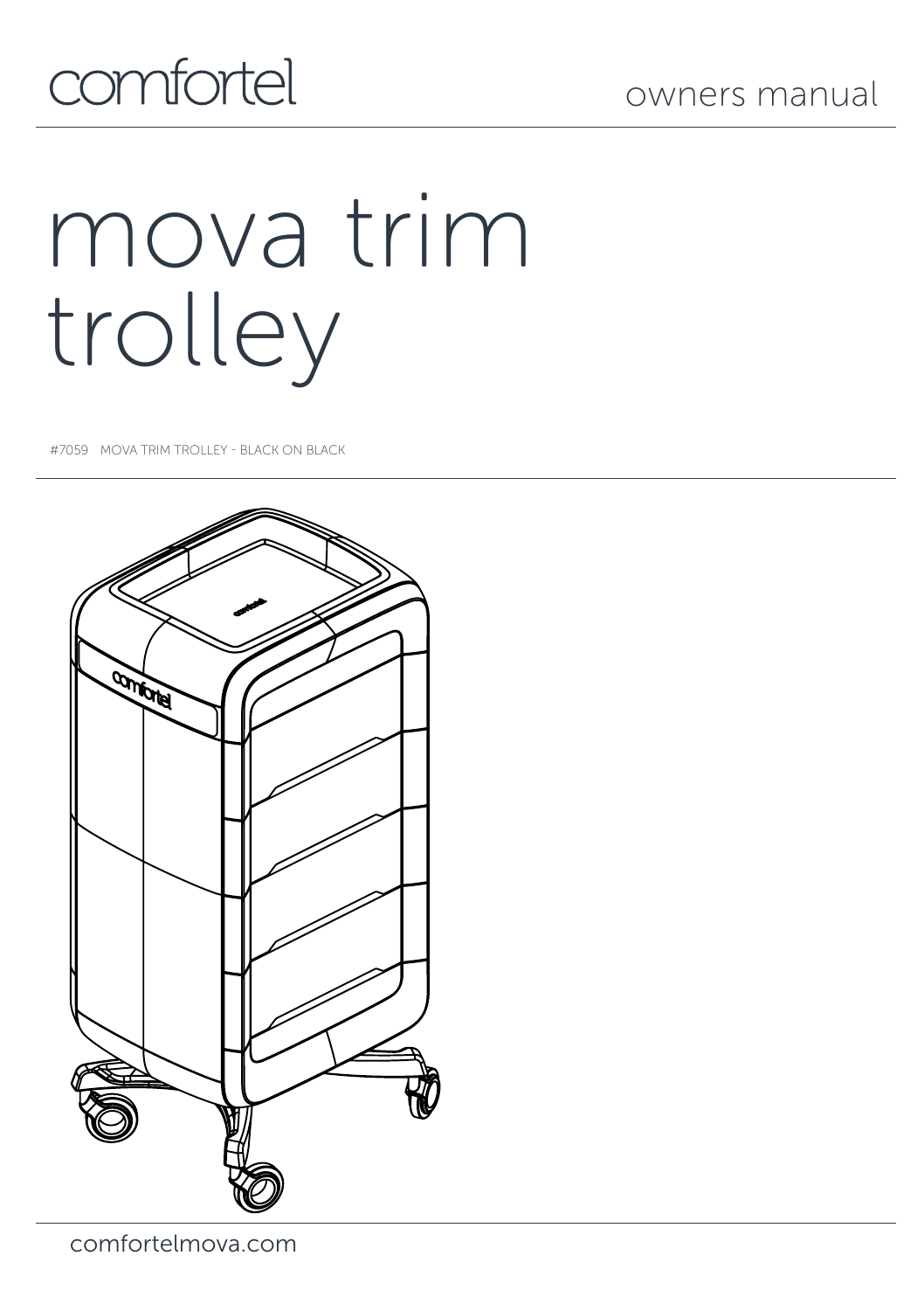comfortel

owners manual

# mova trim trolley

#7059 MOVA TRIM TROLLEY - BLACK ON BLACK

comfortelmova.com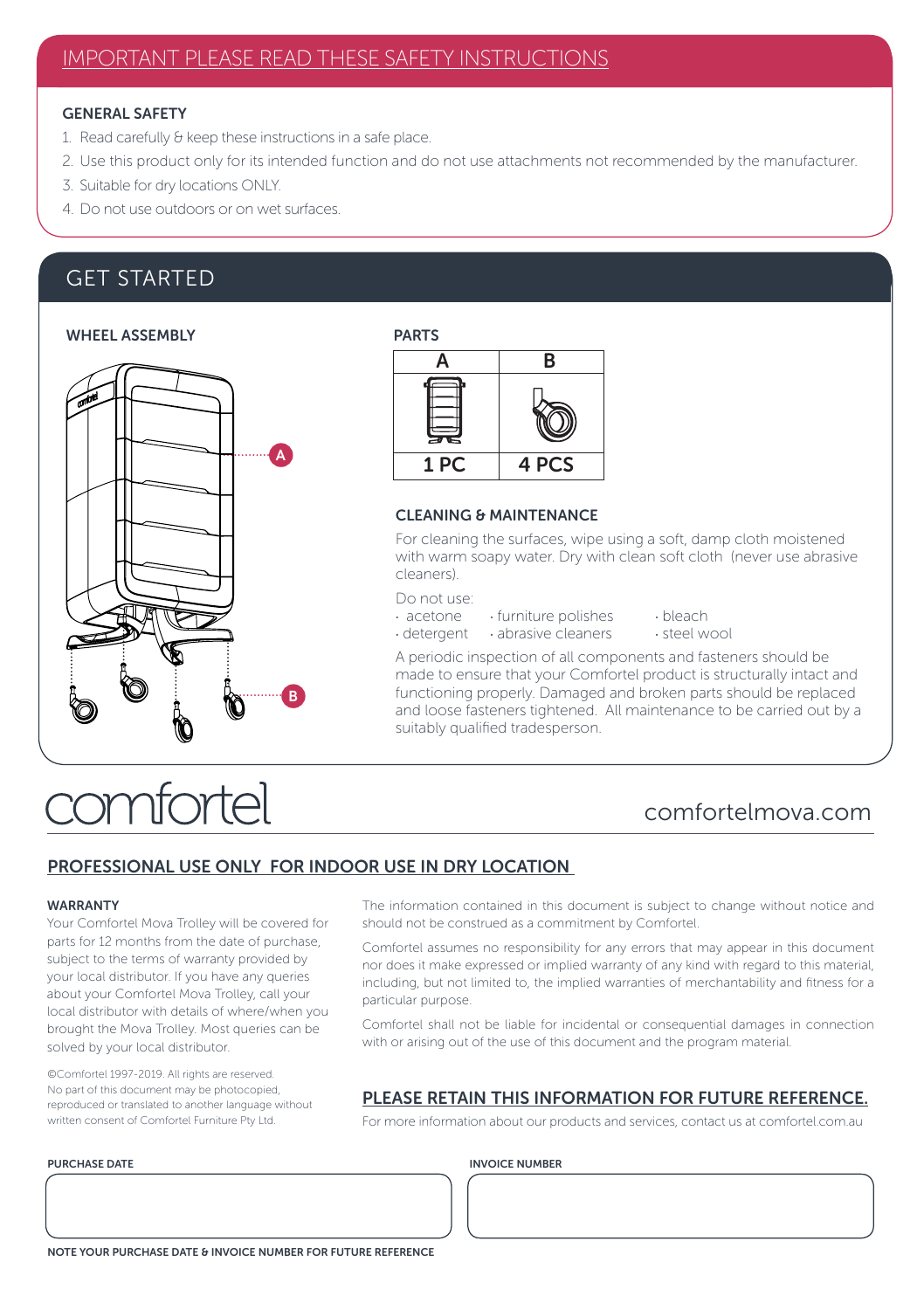## IMPORTANT PLEASE READ THESE SAFETY INSTRUCTIONS

### GENERAL SAFETY

1. Read carefully & keep these instructions in a safe place.
2. Use this product only for its intended function and do not use attachments not recommended by the manufacturer.
3. Suitable for dry locations ONLY.
4. Do not use outdoors or on wet surfaces.

## GET STARTED

### WHEEL ASSEMBLY

A

B

### PARTS

| A | B |
|---|---|
| 1 PC | 4 PCS |

### CLEANING & MAINTENANCE

For cleaning the surfaces, wipe using a soft, damp cloth moistened with warm soapy water. Dry with clean soft cloth (never use abrasive cleaners).

Do not use:

- acetone
- detergent
- furniture polishes
- abrasive cleaners
- bleach
- steel wool

A periodic inspection of all components and fasteners should be made to ensure that your Comfortel product is structurally intact and functioning properly. Damaged and broken parts should be replaced and loose fasteners tightened. All maintenance to be carried out by a suitably qualified tradesperson.

# comfortel

comfortelmova.com

## PROFESSIONAL USE ONLY FOR INDOOR USE IN DRY LOCATION

### WARRANTY

Your Comfortel Mova Trolley will be covered for parts for 12 months from the date of purchase, subject to the terms of warranty provided by your local distributor. If you have any queries about your Comfortel Mova Trolley, call your local distributor with details of where/when you brought the Mova Trolley. Most queries can be solved by your local distributor.

©Comfortel 1997-2019. All rights are reserved. No part of this document may be photocopied, reproduced or translated to another language without written consent of Comfortel Furniture Pty Ltd.

The information contained in this document is subject to change without notice and should not be construed as a commitment by Comfortel.

Comfortel assumes no responsibility for any errors that may appear in this document nor does it make expressed or implied warranty of any kind with regard to this material, including, but not limited to, the implied warranties of merchantability and fitness for a particular purpose.

Comfortel shall not be liable for incidental or consequential damages in connection with or arising out of the use of this document and the program material.

## PLEASE RETAIN THIS INFORMATION FOR FUTURE REFERENCE.

For more information about our products and services, contact us at comfortel.com.au

PURCHASE DATE

INVOICE NUMBER

NOTE YOUR PURCHASE DATE & INVOICE NUMBER FOR FUTURE REFERENCE